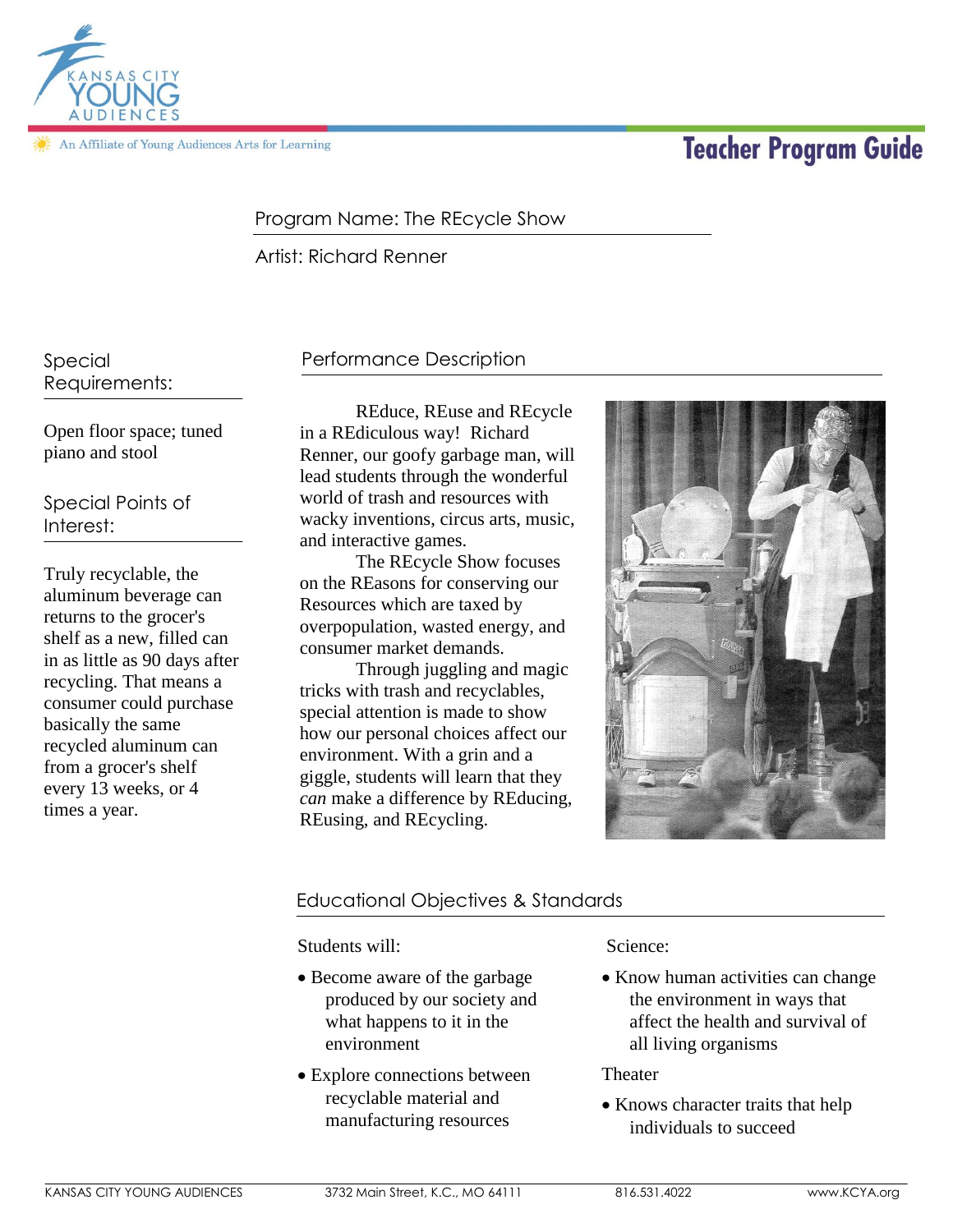Kansas City Young Audiences

An Affiliate of Young Audiences Arts for Learning

# Teacher Program Guide

Program Name: The REcycle Show

Artist: Richard Renner

## Special Requirements:

Open floor space; tuned piano and stool

## Special Points of Interest:

Truly recyclable, the aluminum beverage can returns to the grocer's shelf as a new, filled can in as little as 90 days after recycling. That means a consumer could purchase basically the same recycled aluminum can from a grocer's shelf every 13 weeks, or 4 times a year.

## Performance Description

REduce, REuse and REcycle in a REdiculous way! Richard Renner, our goofy garbage man, will lead students through the wonderful world of trash and resources with wacky inventions, circus arts, music, and interactive games.

The REcycle Show focuses on the REasons for conserving our Resources which are taxed by overpopulation, wasted energy, and consumer market demands.

Through juggling and magic tricks with trash and recyclables, special attention is made to show how our personal choices affect our environment. With a grin and a giggle, students will learn that they *can* make a difference by REducing, REusing, and REcycling.

## Educational Objectives & Standards

Students will:

- Become aware of the garbage produced by our society and what happens to it in the environment
- Explore connections between recyclable material and manufacturing resources

Science:

- Know human activities can change the environment in ways that affect the health and survival of all living organisms

Theater

- Knows character traits that help individuals to succeed

KANSAS CITY YOUNG AUDIENCES | 3732 Main Street, K.C., MO 64111 | 816.531.4022 | www.KCYA.org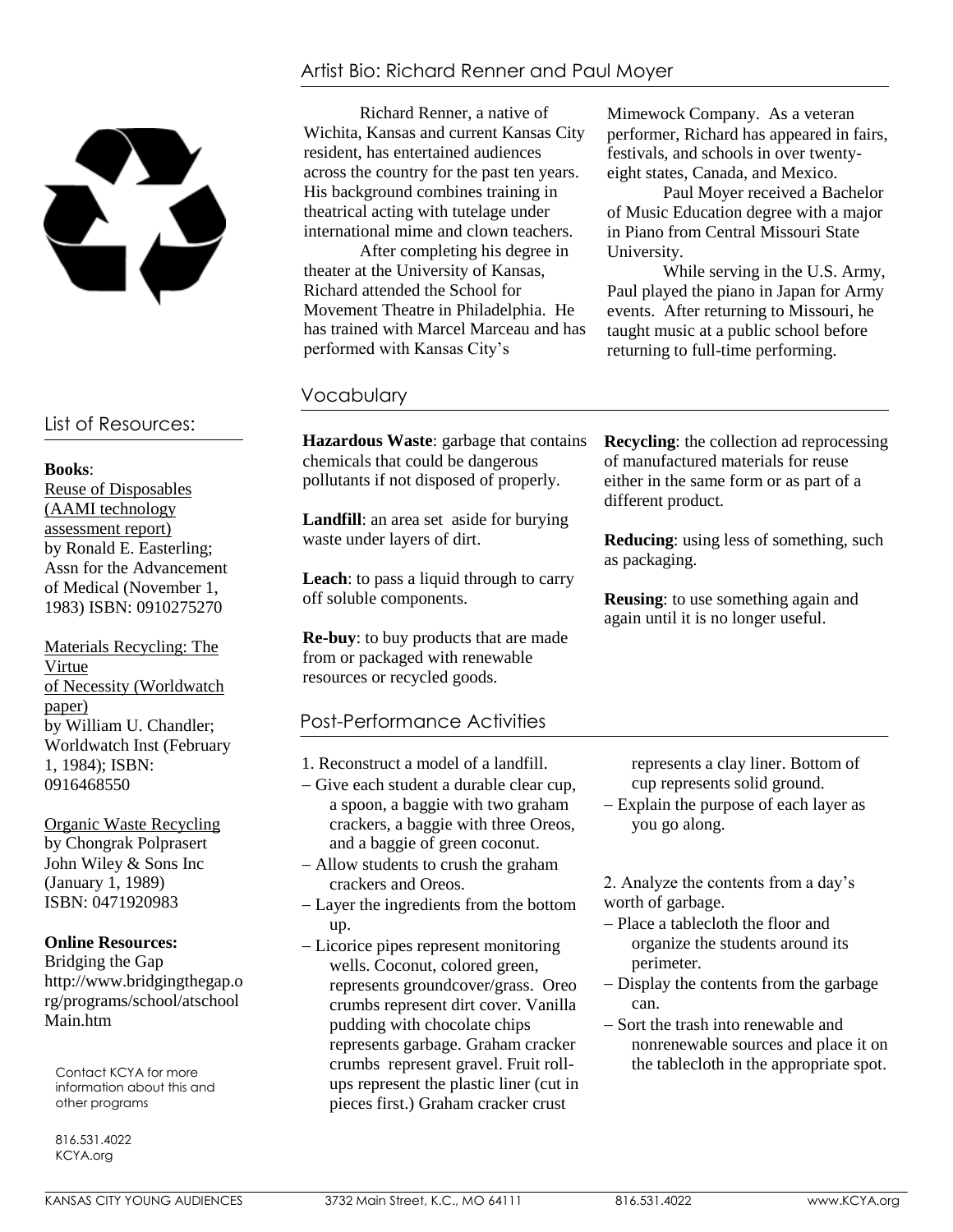## Artist Bio: Richard Renner and Paul Moyer

Richard Renner, a native of Wichita, Kansas and current Kansas City resident, has entertained audiences across the country for the past ten years. His background combines training in theatrical acting with tutelage under international mime and clown teachers.

After completing his degree in theater at the University of Kansas, Richard attended the School for Movement Theatre in Philadelphia. He has trained with Marcel Marceau and has performed with Kansas City's Mimewock Company. As a veteran performer, Richard has appeared in fairs, festivals, and schools in over twenty-eight states, Canada, and Mexico.

Paul Moyer received a Bachelor of Music Education degree with a major in Piano from Central Missouri State University.

While serving in the U.S. Army, Paul played the piano in Japan for Army events. After returning to Missouri, he taught music at a public school before returning to full-time performing.

## Vocabulary

**Hazardous Waste**: garbage that contains chemicals that could be dangerous pollutants if not disposed of properly.

**Landfill**: an area set aside for burying waste under layers of dirt.

**Leach**: to pass a liquid through to carry off soluble components.

**Re-buy**: to buy products that are made from or packaged with renewable resources or recycled goods.

**Recycling**: the collection ad reprocessing of manufactured materials for reuse either in the same form or as part of a different product.

**Reducing**: using less of something, such as packaging.

**Reusing**: to use something again and again until it is no longer useful.

## Post-Performance Activities

1. Reconstruct a model of a landfill.
   - Give each student a durable clear cup, a spoon, a baggie with two graham crackers, a baggie with three Oreos, and a baggie of green coconut.
   - Allow students to crush the graham crackers and Oreos.
   - Layer the ingredients from the bottom up.
   - Licorice pipes represent monitoring wells. Coconut, colored green, represents groundcover/grass. Oreo crumbs represent dirt cover. Vanilla pudding with chocolate chips represents garbage. Graham cracker crumbs represent gravel. Fruit roll-ups represent the plastic liner (cut in pieces first.) Graham cracker crust represents a clay liner. Bottom of cup represents solid ground.
   - Explain the purpose of each layer as you go along.

2. Analyze the contents from a day's worth of garbage.
   - Place a tablecloth the floor and organize the students around its perimeter.
   - Display the contents from the garbage can.
   - Sort the trash into renewable and nonrenewable sources and place it on the tablecloth in the appropriate spot.

## List of Resources:

**Books**:

Reuse of Disposables (AAMI technology assessment report)
by Ronald E. Easterling; Assn for the Advancement of Medical (November 1, 1983) ISBN: 0910275270

Materials Recycling: The Virtue of Necessity (Worldwatch paper)
by William U. Chandler; Worldwatch Inst (February 1, 1984); ISBN: 0916468550

Organic Waste Recycling
by Chongrak Polprasert
John Wiley & Sons Inc
(January 1, 1989)
ISBN: 0471920983

**Online Resources:**

Bridging the Gap
http://www.bridgingthegap.org/programs/school/atschoolMain.htm

Contact KCYA for more information about this and other programs

816.531.4022
KCYA.org

KANSAS CITY YOUNG AUDIENCES 3732 Main Street, K.C., MO 64111 816.531.4022 www.KCYA.org